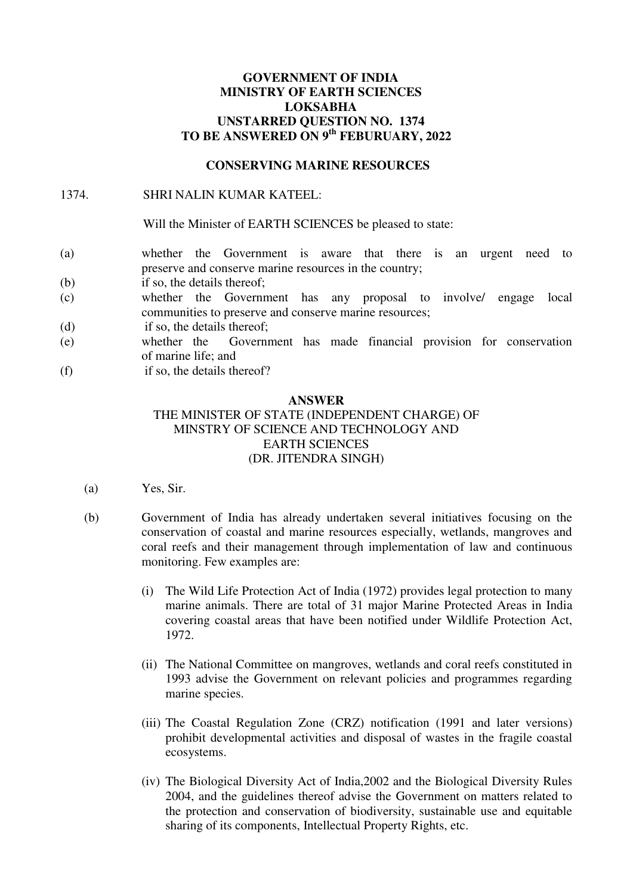**GOVERNMENT OF INDIA**
**MINISTRY OF EARTH SCIENCES**
**LOKSABHA**
**UNSTARRED QUESTION NO. 1374**
**TO BE ANSWERED ON 9th FEBURUARY, 2022**

**CONSERVING MARINE RESOURCES**

1374. SHRI NALIN KUMAR KATEEL:

Will the Minister of EARTH SCIENCES be pleased to state:

(a) whether the Government is aware that there is an urgent need to preserve and conserve marine resources in the country;
(b) if so, the details thereof;
(c) whether the Government has any proposal to involve/ engage local communities to preserve and conserve marine resources;
(d) if so, the details thereof;
(e) whether the Government has made financial provision for conservation of marine life; and
(f) if so, the details thereof?

**ANSWER**

THE MINISTER OF STATE (INDEPENDENT CHARGE) OF MINSTRY OF SCIENCE AND TECHNOLOGY AND EARTH SCIENCES
(DR. JITENDRA SINGH)

(a) Yes, Sir.

(b) Government of India has already undertaken several initiatives focusing on the conservation of coastal and marine resources especially, wetlands, mangroves and coral reefs and their management through implementation of law and continuous monitoring. Few examples are:

(i) The Wild Life Protection Act of India (1972) provides legal protection to many marine animals. There are total of 31 major Marine Protected Areas in India covering coastal areas that have been notified under Wildlife Protection Act, 1972.

(ii) The National Committee on mangroves, wetlands and coral reefs constituted in 1993 advise the Government on relevant policies and programmes regarding marine species.

(iii) The Coastal Regulation Zone (CRZ) notification (1991 and later versions) prohibit developmental activities and disposal of wastes in the fragile coastal ecosystems.

(iv) The Biological Diversity Act of India,2002 and the Biological Diversity Rules 2004, and the guidelines thereof advise the Government on matters related to the protection and conservation of biodiversity, sustainable use and equitable sharing of its components, Intellectual Property Rights, etc.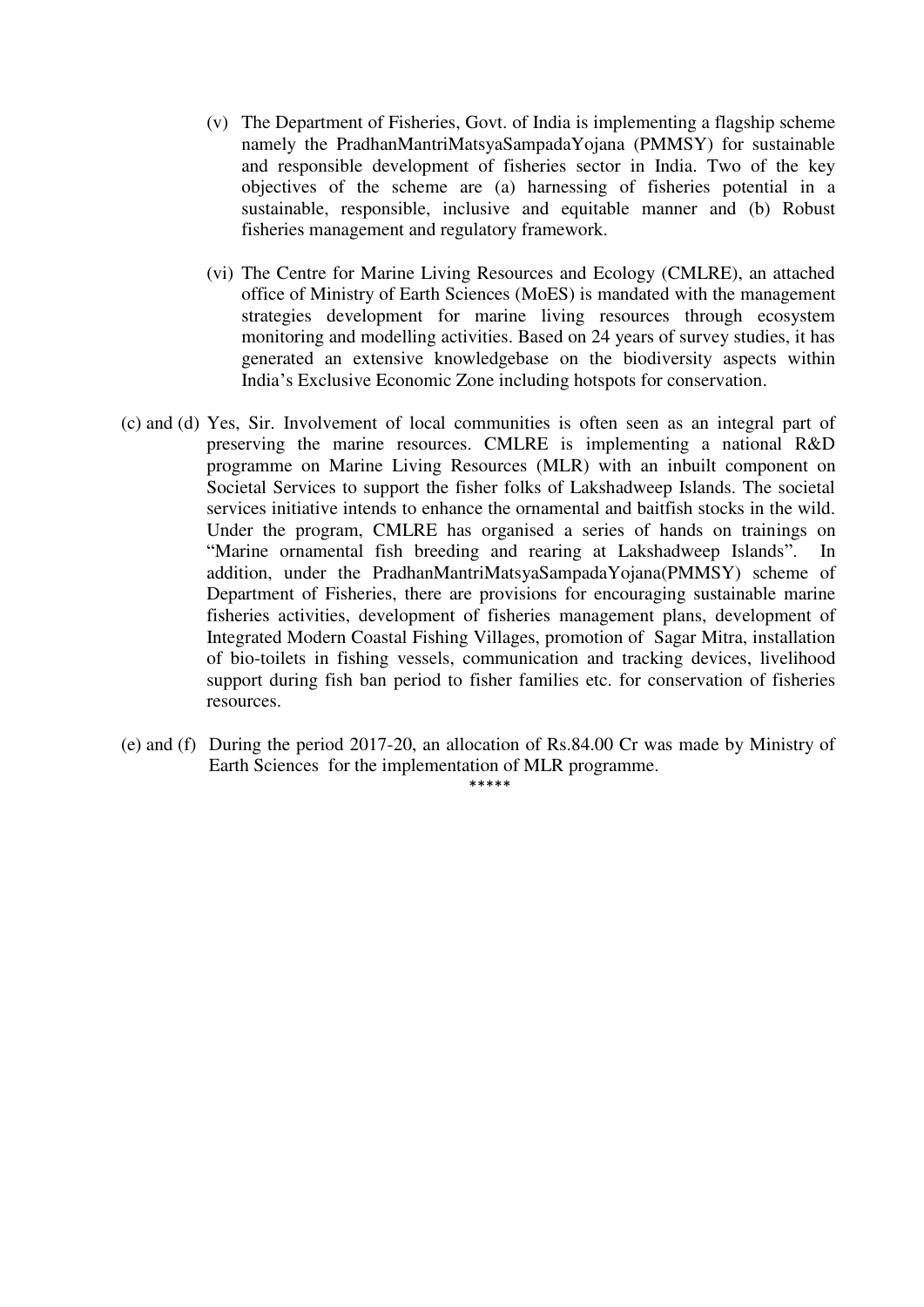(v) The Department of Fisheries, Govt. of India is implementing a flagship scheme namely the PradhanMantriMatsyaSampadaYojana (PMMSY) for sustainable and responsible development of fisheries sector in India. Two of the key objectives of the scheme are (a) harnessing of fisheries potential in a sustainable, responsible, inclusive and equitable manner and (b) Robust fisheries management and regulatory framework.

(vi) The Centre for Marine Living Resources and Ecology (CMLRE), an attached office of Ministry of Earth Sciences (MoES) is mandated with the management strategies development for marine living resources through ecosystem monitoring and modelling activities. Based on 24 years of survey studies, it has generated an extensive knowledgebase on the biodiversity aspects within India's Exclusive Economic Zone including hotspots for conservation.

(c) and (d) Yes, Sir. Involvement of local communities is often seen as an integral part of preserving the marine resources. CMLRE is implementing a national R&D programme on Marine Living Resources (MLR) with an inbuilt component on Societal Services to support the fisher folks of Lakshadweep Islands. The societal services initiative intends to enhance the ornamental and baitfish stocks in the wild. Under the program, CMLRE has organised a series of hands on trainings on "Marine ornamental fish breeding and rearing at Lakshadweep Islands". In addition, under the PradhanMantriMatsyaSampadaYojana(PMMSY) scheme of Department of Fisheries, there are provisions for encouraging sustainable marine fisheries activities, development of fisheries management plans, development of Integrated Modern Coastal Fishing Villages, promotion of Sagar Mitra, installation of bio-toilets in fishing vessels, communication and tracking devices, livelihood support during fish ban period to fisher families etc. for conservation of fisheries resources.

(e) and (f) During the period 2017-20, an allocation of Rs.84.00 Cr was made by Ministry of Earth Sciences for the implementation of MLR programme.

*****